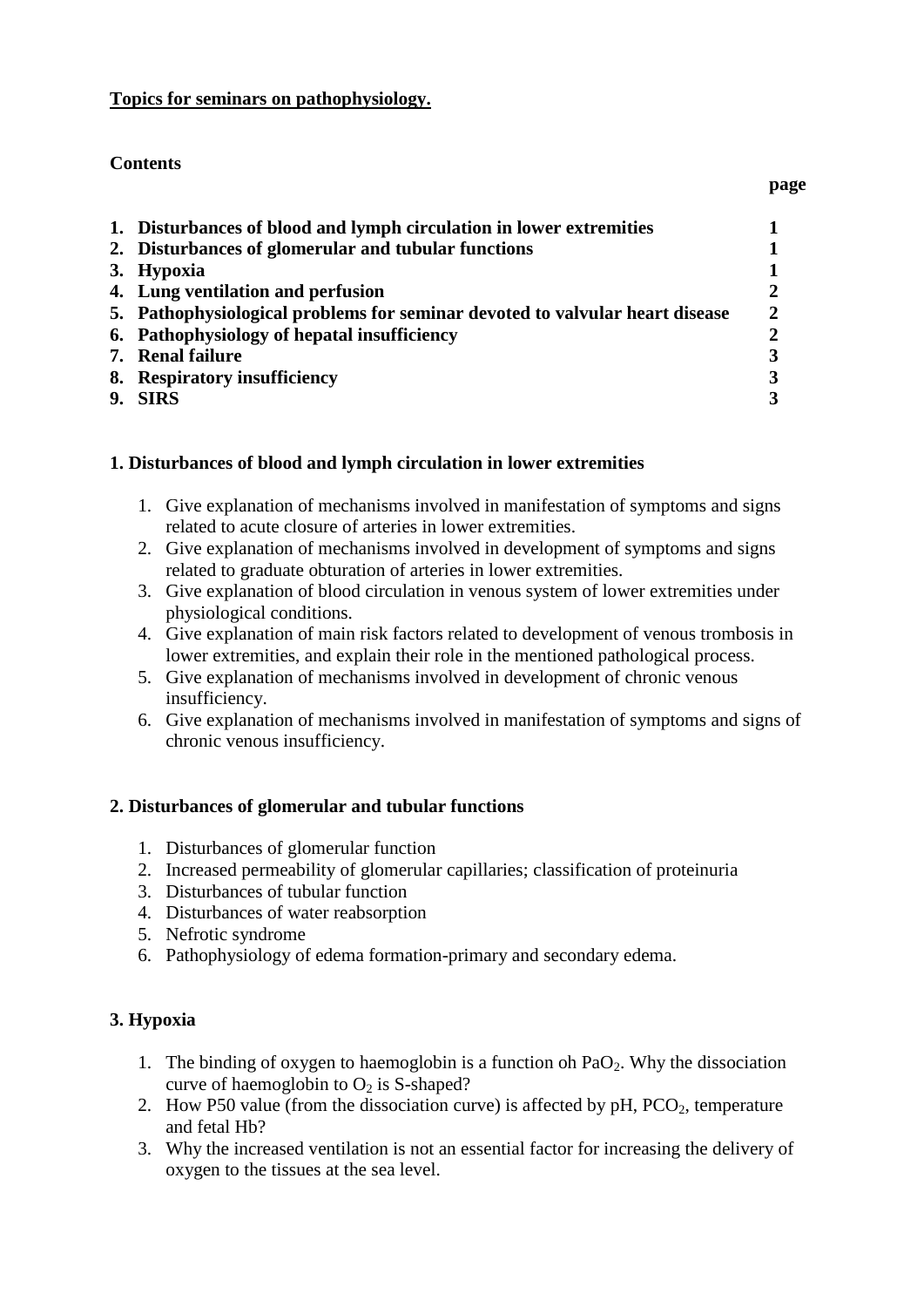**Topics for seminars on pathophysiology.**

**Contents**

| | page |
|---|---|
| **1. Disturbances of blood and lymph circulation in lower extremities** | **1** |
| **2. Disturbances of glomerular and tubular functions** | **1** |
| **3. Hypoxia** | **1** |
| **4. Lung ventilation and perfusion** | **2** |
| **5. Pathophysiological problems for seminar devoted to valvular heart disease** | **2** |
| **6. Pathophysiology of hepatal insufficiency** | **2** |
| **7. Renal failure** | **3** |
| **8. Respiratory insufficiency** | **3** |
| **9. SIRS** | **3** |

## 1. Disturbances of blood and lymph circulation in lower extremities

1. Give explanation of mechanisms involved in manifestation of symptoms and signs related to acute closure of arteries in lower extremities.
2. Give explanation of mechanisms involved in development of symptoms and signs related to graduate obturation of arteries in lower extremities.
3. Give explanation of blood circulation in venous system of lower extremities under physiological conditions.
4. Give explanation of main risk factors related to development of venous trombosis in lower extremities, and explain their role in the mentioned pathological process.
5. Give explanation of mechanisms involved in development of chronic venous insufficiency.
6. Give explanation of mechanisms involved in manifestation of symptoms and signs of chronic venous insufficiency.

## 2. Disturbances of glomerular and tubular functions

1. Disturbances of glomerular function
2. Increased permeability of glomerular capillaries; classification of proteinuria
3. Disturbances of tubular function
4. Disturbances of water reabsorption
5. Nefrotic syndrome
6. Pathophysiology of edema formation-primary and secondary edema.

## 3. Hypoxia

1. The binding of oxygen to haemoglobin is a function oh $PaO_2$. Why the dissociation curve of haemoglobin to $O_2$ is S-shaped?
2. How P50 value (from the dissociation curve) is affected by pH, $PCO_2$, temperature and fetal Hb?
3. Why the increased ventilation is not an essential factor for increasing the delivery of oxygen to the tissues at the sea level.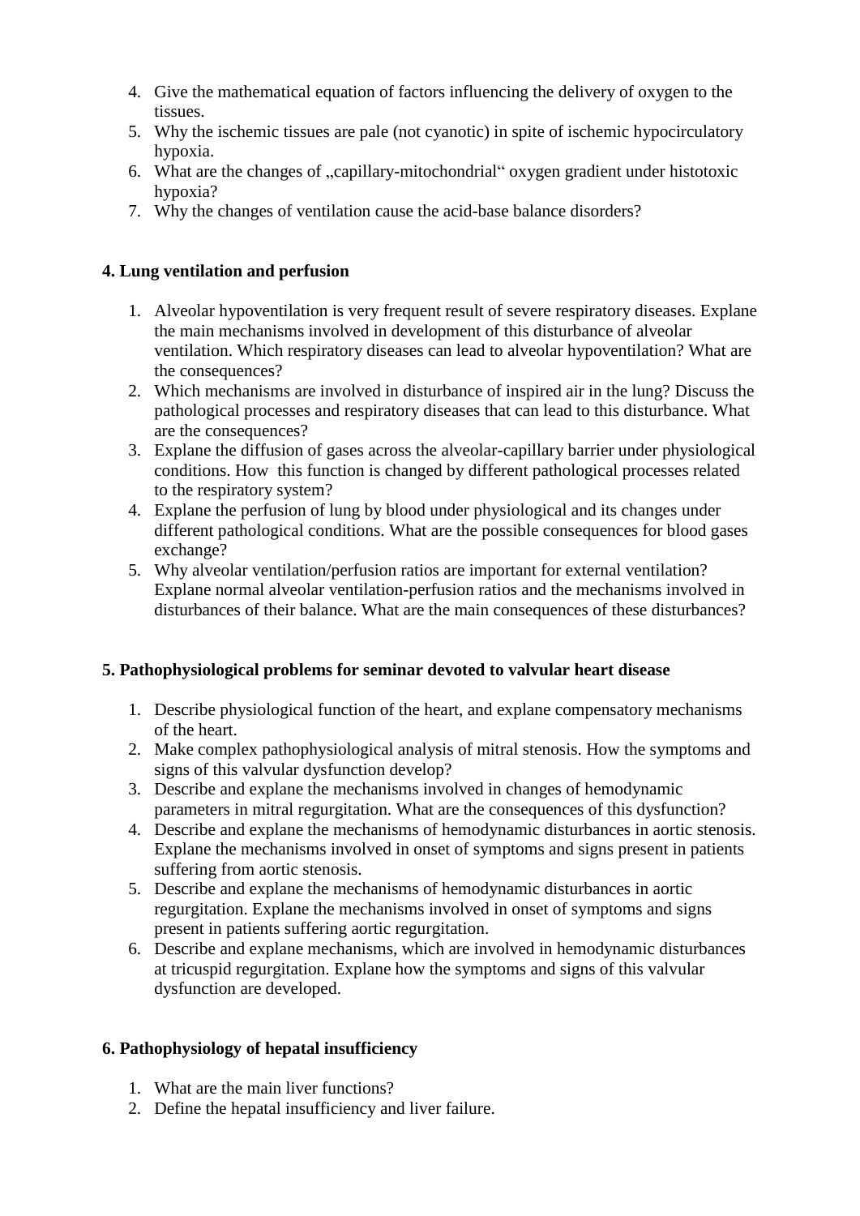4. Give the mathematical equation of factors influencing the delivery of oxygen to the tissues.
5. Why the ischemic tissues are pale (not cyanotic) in spite of ischemic hypocirculatory hypoxia.
6. What are the changes of „capillary-mitochondrial“ oxygen gradient under histotoxic hypoxia?
7. Why the changes of ventilation cause the acid-base balance disorders?

**4. Lung ventilation and perfusion**

1. Alveolar hypoventilation is very frequent result of severe respiratory diseases. Explane the main mechanisms involved in development of this disturbance of alveolar ventilation. Which respiratory diseases can lead to alveolar hypoventilation? What are the consequences?
2. Which mechanisms are involved in disturbance of inspired air in the lung? Discuss the pathological processes and respiratory diseases that can lead to this disturbance. What are the consequences?
3. Explane the diffusion of gases across the alveolar-capillary barrier under physiological conditions. How this function is changed by different pathological processes related to the respiratory system?
4. Explane the perfusion of lung by blood under physiological and its changes under different pathological conditions. What are the possible consequences for blood gases exchange?
5. Why alveolar ventilation/perfusion ratios are important for external ventilation? Explane normal alveolar ventilation-perfusion ratios and the mechanisms involved in disturbances of their balance. What are the main consequences of these disturbances?

**5. Pathophysiological problems for seminar devoted to valvular heart disease**

1. Describe physiological function of the heart, and explane compensatory mechanisms of the heart.
2. Make complex pathophysiological analysis of mitral stenosis. How the symptoms and signs of this valvular dysfunction develop?
3. Describe and explane the mechanisms involved in changes of hemodynamic parameters in mitral regurgitation. What are the consequences of this dysfunction?
4. Describe and explane the mechanisms of hemodynamic disturbances in aortic stenosis. Explane the mechanisms involved in onset of symptoms and signs present in patients suffering from aortic stenosis.
5. Describe and explane the mechanisms of hemodynamic disturbances in aortic regurgitation. Explane the mechanisms involved in onset of symptoms and signs present in patients suffering aortic regurgitation.
6. Describe and explane mechanisms, which are involved in hemodynamic disturbances at tricuspid regurgitation. Explane how the symptoms and signs of this valvular dysfunction are developed.

**6. Pathophysiology of hepatal insufficiency**

1. What are the main liver functions?
2. Define the hepatal insufficiency and liver failure.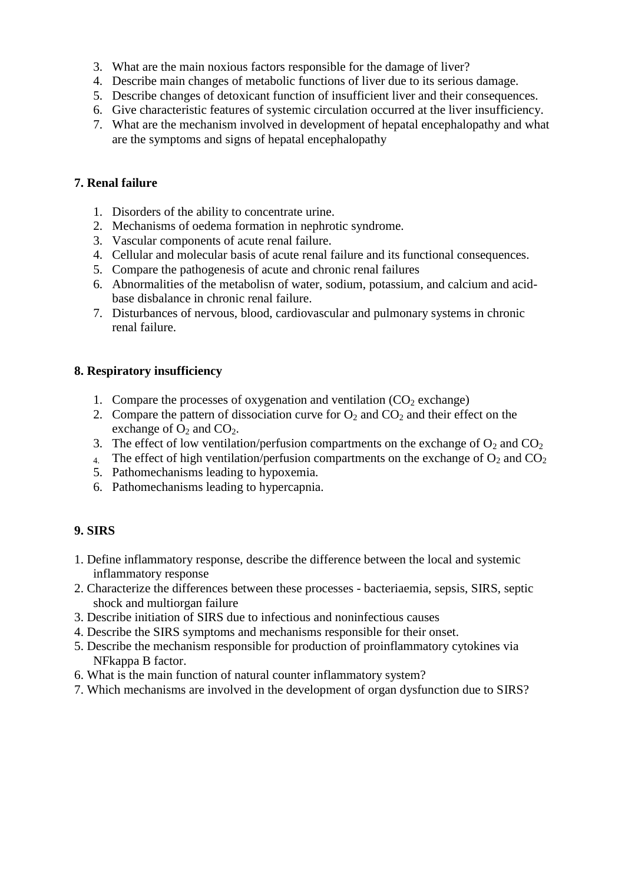3. What are the main noxious factors responsible for the damage of liver?
4. Describe main changes of metabolic functions of liver due to its serious damage.
5. Describe changes of detoxicant function of insufficient liver and their consequences.
6. Give characteristic features of systemic circulation occurred at the liver insufficiency.
7. What are the mechanism involved in development of hepatal encephalopathy and what are the symptoms and signs of hepatal encephalopathy

**7. Renal failure**

1. Disorders of the ability to concentrate urine.
2. Mechanisms of oedema formation in nephrotic syndrome.
3. Vascular components of acute renal failure.
4. Cellular and molecular basis of acute renal failure and its functional consequences.
5. Compare the pathogenesis of acute and chronic renal failures
6. Abnormalities of the metabolisn of water, sodium, potassium, and calcium and acid-base disbalance in chronic renal failure.
7. Disturbances of nervous, blood, cardiovascular and pulmonary systems in chronic renal failure.

**8. Respiratory insufficiency**

1. Compare the processes of oxygenation and ventilation ($CO_2$ exchange)
2. Compare the pattern of dissociation curve for $O_2$ and $CO_2$ and their effect on the exchange of $O_2$ and $CO_2$.
3. The effect of low ventilation/perfusion compartments on the exchange of $O_2$ and $CO_2$
4. The effect of high ventilation/perfusion compartments on the exchange of $O_2$ and $CO_2$
5. Pathomechanisms leading to hypoxemia.
6. Pathomechanisms leading to hypercapnia.

**9. SIRS**

1. Define inflammatory response, describe the difference between the local and systemic inflammatory response
2. Characterize the differences between these processes - bacteriaemia, sepsis, SIRS, septic shock and multiorgan failure
3. Describe initiation of SIRS due to infectious and noninfectious causes
4. Describe the SIRS symptoms and mechanisms responsible for their onset.
5. Describe the mechanism responsible for production of proinflammatory cytokines via NFkappa B factor.
6. What is the main function of natural counter inflammatory system?
7. Which mechanisms are involved in the development of organ dysfunction due to SIRS?